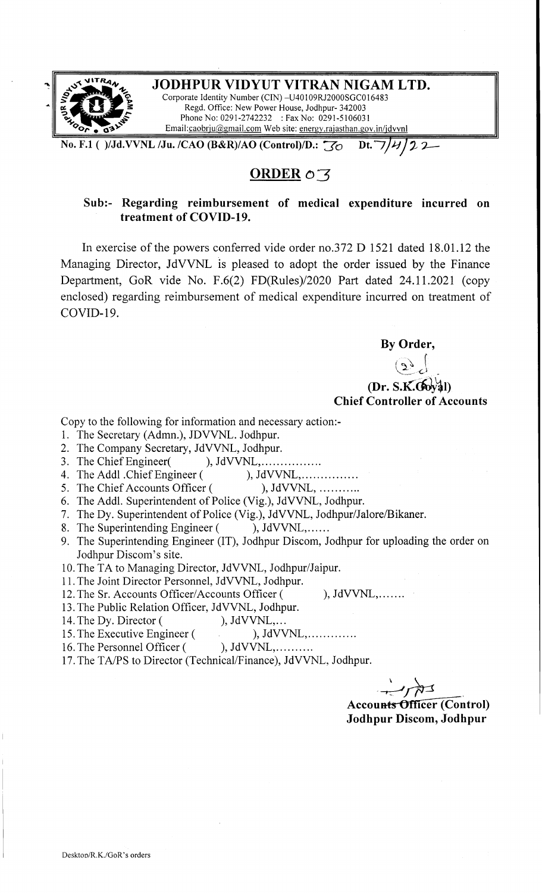# JODHPUR VIDYUT VITRAN NIGAM LTD.

Corporate Identity Number (CIN) –U40109RJ2000SGC016483
Regd. Office: New Power House, Jodhpur- 342003
Phone No: 0291-2742232 : Fax No: 0291-5106031
Email:caobrju@gmail.com Web site: energy.rajasthan.gov.in/jdvvnl

No. F.1 ( )/Jd.VVNL /Ju. /CAO (B&R)/AO (Control)/D.: 30 Dt. 7/4/22

## ORDER 03

**Sub:- Regarding reimbursement of medical expenditure incurred on treatment of COVID-19.**

In exercise of the powers conferred vide order no.372 D 1521 dated 18.01.12 the Managing Director, JdVVNL is pleased to adopt the order issued by the Finance Department, GoR vide No. F.6(2) FD(Rules)/2020 Part dated 24.11.2021 (copy enclosed) regarding reimbursement of medical expenditure incurred on treatment of COVID-19.

**By Order,**

**(Dr. S.K.Goyal)**
**Chief Controller of Accounts**

Copy to the following for information and necessary action:-

1. The Secretary (Admn.), JDVVNL. Jodhpur.
2. The Company Secretary, JdVVNL, Jodhpur.
3. The Chief Engineer( ), JdVVNL,................
4. The Addl .Chief Engineer ( ), JdVVNL,...............
5. The Chief Accounts Officer ( ), JdVVNL, ...........
6. The Addl. Superintendent of Police (Vig.), JdVVNL, Jodhpur.
7. The Dy. Superintendent of Police (Vig.), JdVVNL, Jodhpur/Jalore/Bikaner.
8. The Superintending Engineer ( ), JdVVNL,......
9. The Superintending Engineer (IT), Jodhpur Discom, Jodhpur for uploading the order on Jodhpur Discom's site.
10. The TA to Managing Director, JdVVNL, Jodhpur/Jaipur.
11. The Joint Director Personnel, JdVVNL, Jodhpur.
12. The Sr. Accounts Officer/Accounts Officer ( ), JdVVNL,.......
13. The Public Relation Officer, JdVVNL, Jodhpur.
14. The Dy. Director ( ), JdVVNL,...
15. The Executive Engineer ( ), JdVVNL,.............
16. The Personnel Officer ( ), JdVVNL,..........
17. The TA/PS to Director (Technical/Finance), JdVVNL, Jodhpur.

**Accounts Officer (Control)**
**Jodhpur Discom, Jodhpur**

Desktop/R.K./GoR's orders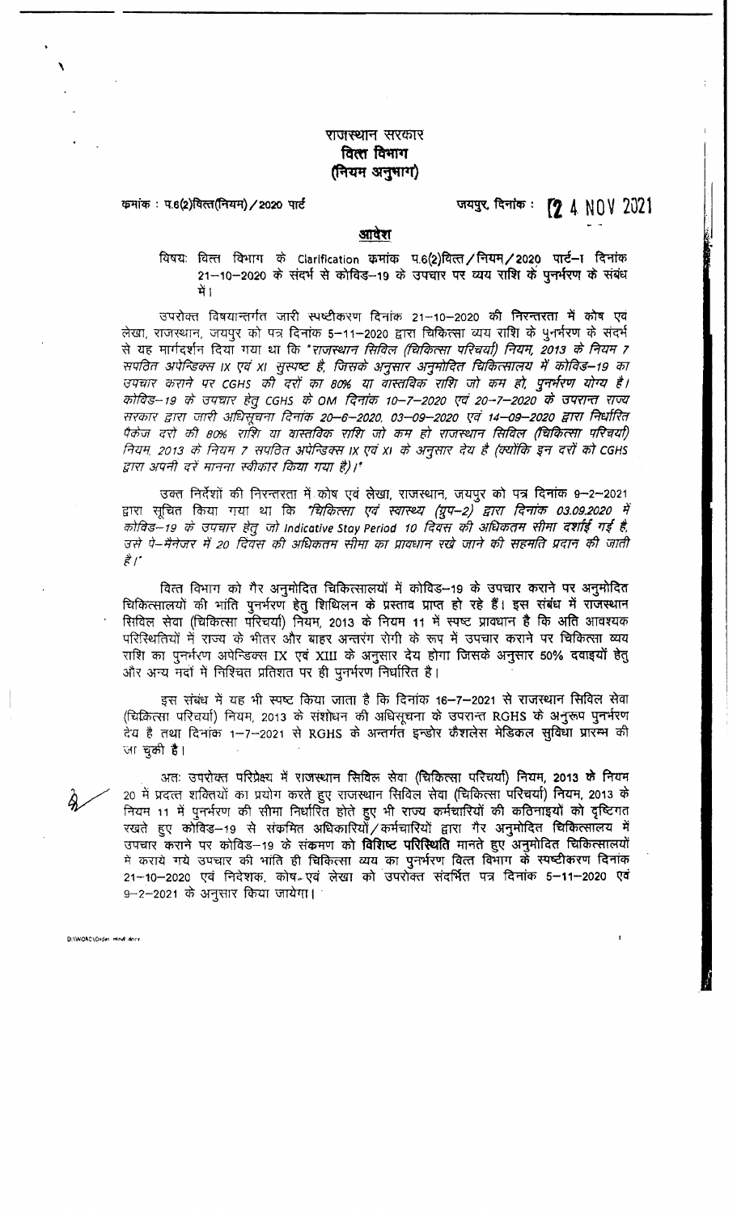राजस्थान सरकार
**वित्त विभाग**
**(नियम अनुभाग)**

क्रमांक : प.6(2)वित्त(नियम)/2020 पार्ट    जयपुर, दिनांक : 24 NOV 2021

## आदेश

विषयः वित्त विभाग के Clarification क्रमांक प.6(2)वित्त/नियम/2020 पार्ट–I दिनांक 21–10–2020 के संदर्भ से कोविड–19 के उपचार पर व्यय राशि के पुनर्भरण के संबंध में।

उपरोक्त विषयान्तर्गत जारी स्पष्टीकरण दिनांक 21–10–2020 की निरन्तरता में कोष एवं लेखा, राजस्थान, जयपुर को पत्र दिनांक 5–11–2020 द्वारा चिकित्सा व्यय राशि के पुनर्भरण के संदर्भ से यह मार्गदर्शन दिया गया था कि *"राजस्थान सिविल (चिकित्सा परिचर्या) नियम, 2013 के नियम 7 सपठित अपेन्डिक्स IX एवं XI सुस्पष्ट है, जिसके अनुसार अनुमोदित चिकित्सालय में कोविड–19 का उपचार कराने पर CGHS की दरों का 80% या वास्तविक राशि जो कम हो, पुनर्भरण योग्य है। कोविड–19 के उपचार हेतु CGHS के OM दिनांक 10–7–2020 एवं 20–7–2020 के उपरान्त राज्य सरकार द्वारा जारी अधिसूचना दिनांक 20–6–2020, 03–09–2020 एवं 14–09–2020 द्वारा निर्धारित पैकेज दरों की 80% राशि या वास्तविक राशि जो कम हो राजस्थान सिविल (चिकित्सा परिचर्या) नियम, 2013 के नियम 7 सपठित अपेन्डिक्स IX एवं XI के अनुसार देय है (क्योंकि इन दरों को CGHS द्वारा अपनी दरें मानना स्वीकार किया गया है)।"*

उक्त निर्देशों की निरन्तरता में कोष एवं लेखा, राजस्थान, जयपुर को पत्र दिनांक 9–2–2021 द्वारा सूचित किया गया था कि *"चिकित्सा एवं स्वास्थ्य (ग्रुप–2) द्वारा दिनांक 03.09.2020 में कोविड–19 के उपचार हेतु जो Indicative Stay Period 10 दिवस की अधिकतम सीमा दर्शाई गई है, उसे पे–मैनेजर में 20 दिवस की अधिकतम सीमा का प्रावधान रखे जाने की सहमति प्रदान की जाती है।"*

वित्त विभाग को गैर अनुमोदित चिकित्सालयों में कोविड–19 के उपचार कराने पर अनुमोदित चिकित्सालयों की भांति पुनर्भरण हेतु शिथिलन के प्रस्ताव प्राप्त हो रहे हैं। इस संबंध में राजस्थान सिविल सेवा (चिकित्सा परिचर्या) नियम, 2013 के नियम 11 में स्पष्ट प्रावधान है कि अति आवश्यक परिस्थितियों में राज्य के भीतर और बाहर अन्तरंग रोगी के रूप में उपचार कराने पर चिकित्सा व्यय राशि का पुनर्भरण अपेन्डिक्स IX एवं XIII के अनुसार देय होगा जिसके अनुसार 50% दवाइयों हेतु और अन्य मदों में निश्चित प्रतिशत पर ही पुनर्भरण निर्धारित है।

इस संबंध में यह भी स्पष्ट किया जाता है कि दिनांक 16–7–2021 से राजस्थान सिविल सेवा (चिकित्सा परिचर्या) नियम, 2013 के संशोधन की अधिसूचना के उपरान्त RGHS के अनुरूप पुनर्भरण देय है तथा दिनांक 1–7–2021 से RGHS के अन्तर्गत इन्डोर कैशलेस मेडिकल सुविधा प्रारम्भ की जा चुकी है।

अतः उपरोक्त परिप्रेक्ष्य में **राजस्थान सिविल सेवा (चिकित्सा परिचर्या) नियम, 2013 के नियम 20** में प्रदत्त शक्तियों का प्रयोग करते हुए राजस्थान सिविल सेवा (चिकित्सा परिचर्या) नियम, 2013 के नियम 11 में पुनर्भरण की सीमा निर्धारित होते हुए भी राज्य कर्मचारियों की कठिनाइयों को दृष्टिगत रखते हुए कोविड–19 से संक्रमित अधिकारियों/कर्मचारियों द्वारा गैर अनुमोदित चिकित्सालय में उपचार कराने पर कोविड–19 के संक्रमण को **विशिष्ट परिस्थिति** मानते हुए अनुमोदित चिकित्सालयों में कराये गये उपचार की भांति ही चिकित्सा व्यय का पुनर्भरण वित्त विभाग के स्पष्टीकरण दिनांक 21–10–2020 एवं निदेशक, कोष एवं लेखा को उपरोक्त संदर्भित पत्र दिनांक 5–11–2020 एवं 9–2–2021 के अनुसार किया जायेगा।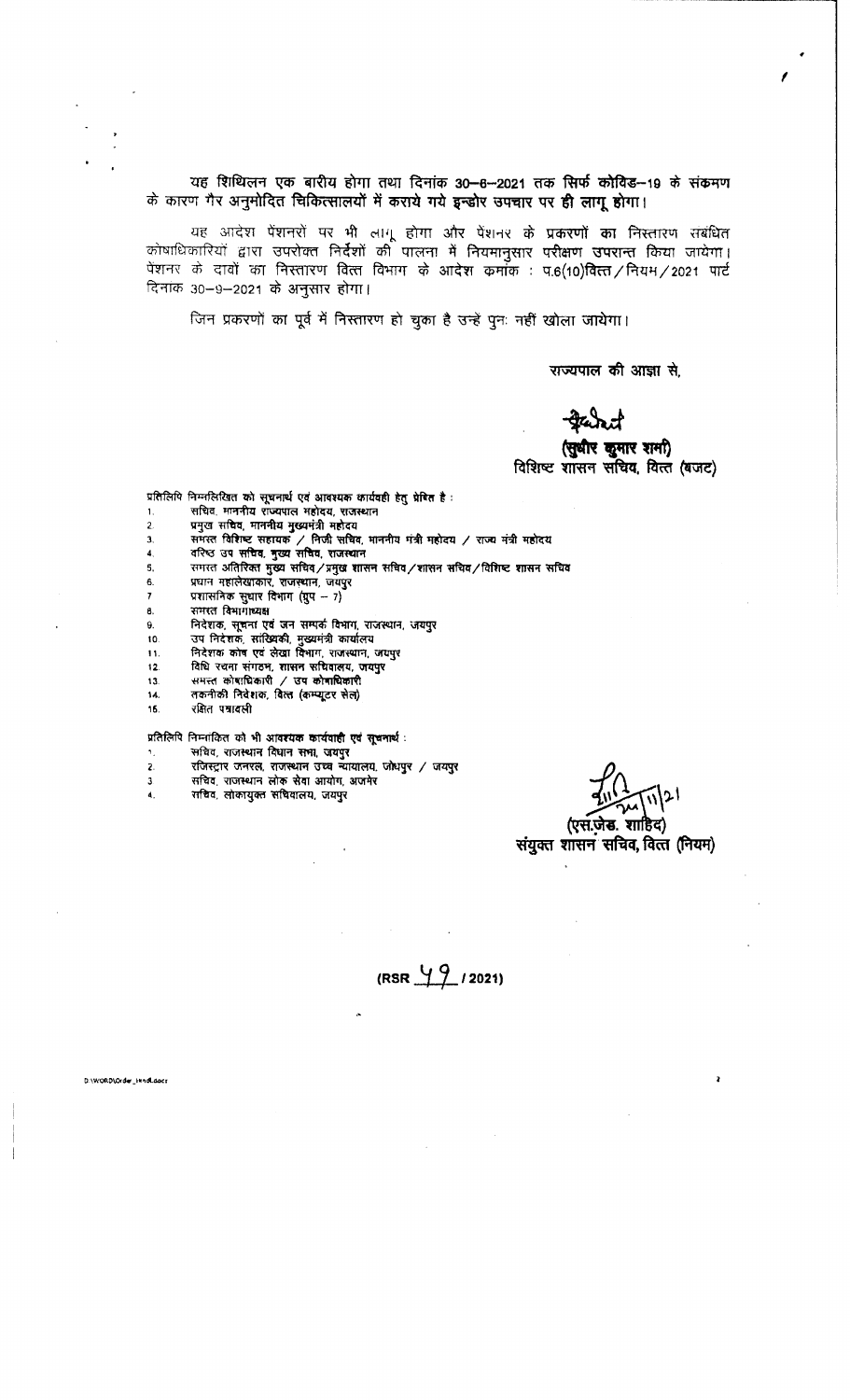यह शिथिलन एक बारीय होगा तथा दिनांक 30–6–2021 तक सिर्फ कोविड–19 के संक्रमण के कारण गैर अनुमोदित चिकित्सालयों में कराये गये इन्डोर उपचार पर ही लागू होगा।

यह आदेश पेंशनरों पर भी लागू होगा और पेंशनर के प्रकरणों का निस्तारण संबंधित कोषाधिकारियों द्वारा उपरोक्त निर्देशों की पालना में नियमानुसार परीक्षण उपरान्त किया जायेगा। पेंशनर के दावों का निस्तारण वित्त विभाग के आदेश क्रमांक : प.6(10)वित्त/नियम/2021 पार्ट दिनांक 30–9–2021 के अनुसार होगा।

जिन प्रकरणों का पूर्व में निस्तारण हो चुका है उन्हें पुनः नहीं खोला जायेगा।

राज्यपाल की आज्ञा से,

**(सुधीर कुमार शर्मा)**
**विशिष्ट शासन सचिव, वित्त (बजट)**

प्रतिलिपि निम्नलिखित को सूचनार्थ एवं आवश्यक कार्यवाही हेतु प्रेषित है :

1. सचिव, माननीय राज्यपाल महोदय, राजस्थान
2. प्रमुख सचिव, माननीय मुख्यमंत्री महोदय
3. समस्त विशिष्ट सहायक / निजी सचिव, माननीय मंत्री महोदय / राज्य मंत्री महोदय
4. वरिष्ठ उप सचिव, मुख्य सचिव, राजस्थान
5. समस्त अतिरिक्त मुख्य सचिव/प्रमुख शासन सचिव/शासन सचिव/विशिष्ट शासन सचिव
6. प्रधान महालेखाकार, राजस्थान, जयपुर
7. प्रशासनिक सुधार विभाग (ग्रुप – 7)
8. समस्त विभागाध्यक्ष
9. निदेशक, सूचना एवं जन सम्पर्क विभाग, राजस्थान, जयपुर
10. उप निदेशक, सांख्यिकी, मुख्यमंत्री कार्यालय
11. निदेशक कोष एवं लेखा विभाग, राजस्थान, जयपुर
12. विधि रचना संगठन, शासन सचिवालय, जयपुर
13. समस्त कोषाधिकारी / उप कोषाधिकारी
14. तकनीकी निदेशक, वित्त (कम्प्यूटर सेल)
15. रक्षित पत्रावली

प्रतिलिपि निम्नांकित को भी आवश्यक कार्यवाही एवं सूचनार्थ :

1. सचिव, राजस्थान विधान सभा, जयपुर
2. रजिस्ट्रार जनरल, राजस्थान उच्च न्यायालय, जोधपुर / जयपुर
3. सचिव, राजस्थान लोक सेवा आयोग, अजमेर
4. सचिव, लोकायुक्त सचिवालय, जयपुर

24/11/21
**(एस.जेड. शाहिद)**
**संयुक्त शासन सचिव, वित्त (नियम)**

**(RSR 49 / 2021)**

D:\WORD\Order_Indl.docx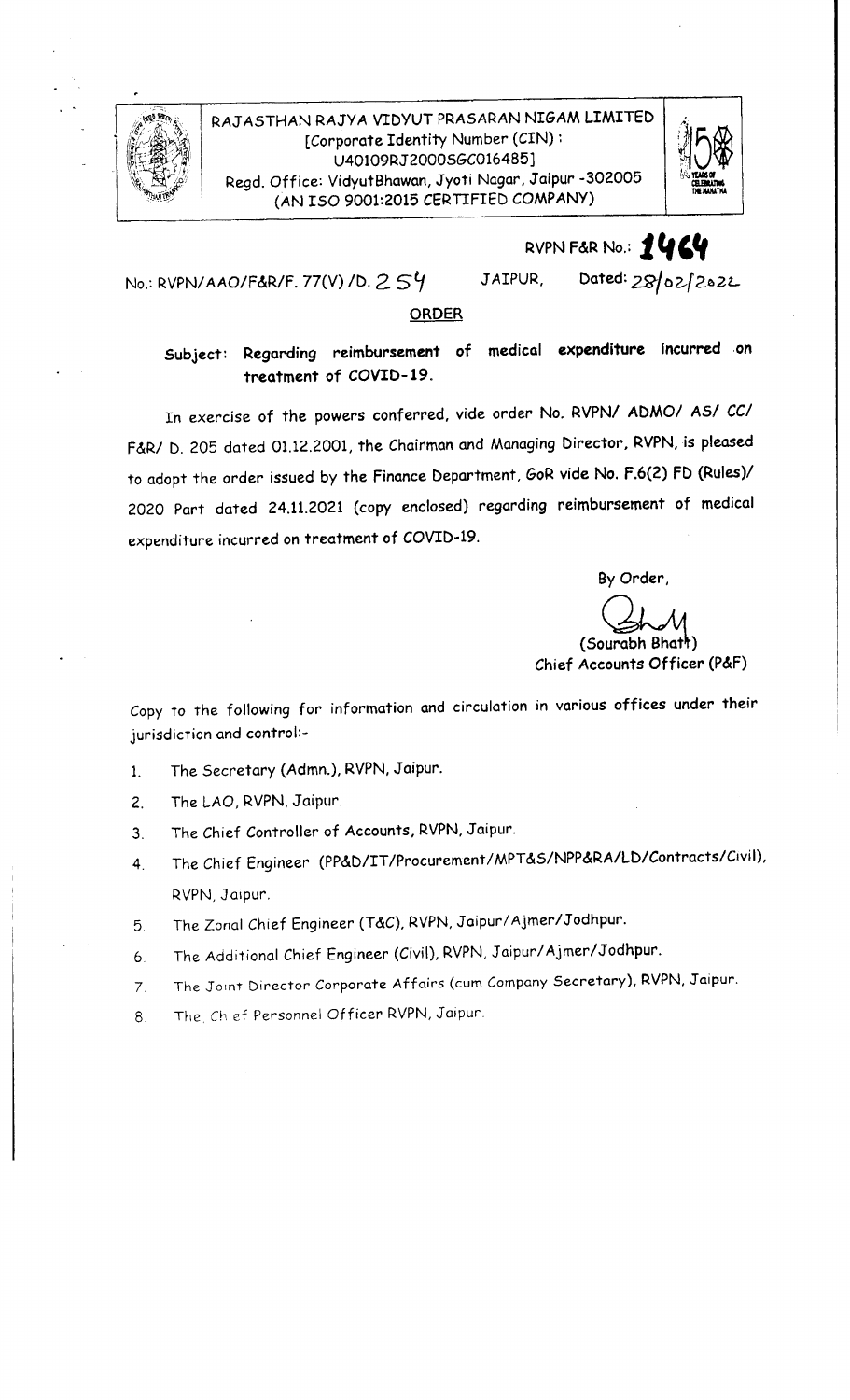RAJASTHAN RAJYA VIDYUT PRASARAN NIGAM LIMITED
[Corporate Identity Number (CIN) : U40109RJ2000SGC016485]
Regd. Office: VidyutBhawan, Jyoti Nagar, Jaipur -302005
(AN ISO 9001:2015 CERTIFIED COMPANY)

RVPN F&R No.: **1464**

No.: RVPN/AAO/F&R/F. 77(V) /D. 254 JAIPUR, Dated: 28/02/2022

## ORDER

**Subject: Regarding reimbursement of medical expenditure incurred on treatment of COVID-19.**

In exercise of the powers conferred, vide order No. RVPN/ ADMO/ AS/ CC/ F&R/ D. 205 dated 01.12.2001, the Chairman and Managing Director, RVPN, is pleased to adopt the order issued by the Finance Department, GoR vide No. F.6(2) FD (Rules)/ 2020 Part dated 24.11.2021 (copy enclosed) regarding reimbursement of medical expenditure incurred on treatment of COVID-19.

By Order,

(Sourabh Bhatt)
Chief Accounts Officer (P&F)

Copy to the following for information and circulation in various offices under their jurisdiction and control:-

1. The Secretary (Admn.), RVPN, Jaipur.
2. The LAO, RVPN, Jaipur.
3. The Chief Controller of Accounts, RVPN, Jaipur.
4. The Chief Engineer (PP&D/IT/Procurement/MPT&S/NPP&RA/LD/Contracts/Civil), RVPN, Jaipur.
5. The Zonal Chief Engineer (T&C), RVPN, Jaipur/Ajmer/Jodhpur.
6. The Additional Chief Engineer (Civil), RVPN, Jaipur/Ajmer/Jodhpur.
7. The Joint Director Corporate Affairs (cum Company Secretary), RVPN, Jaipur.
8. The Chief Personnel Officer RVPN, Jaipur.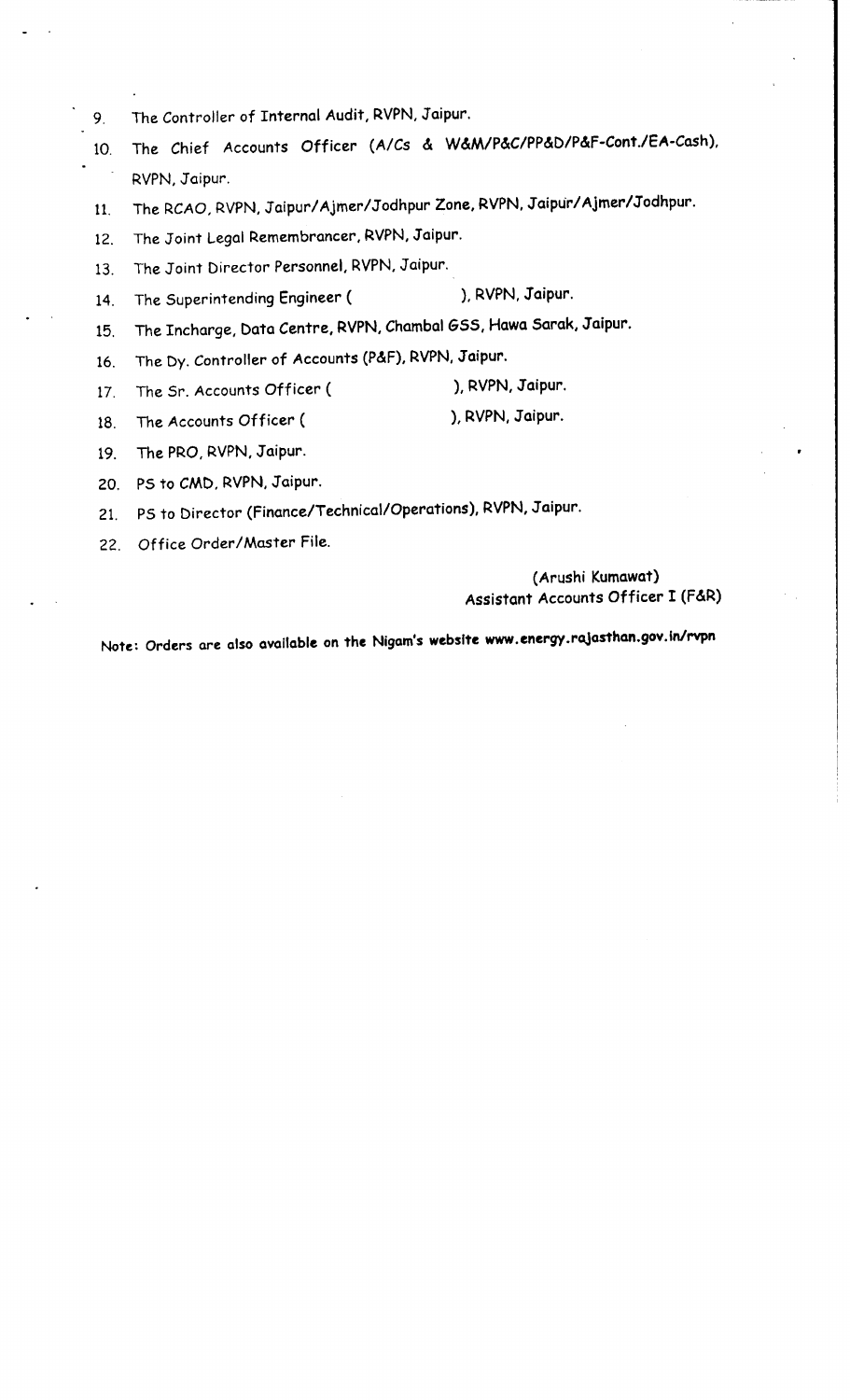9. The Controller of Internal Audit, RVPN, Jaipur.
10. The Chief Accounts Officer (A/Cs & W&M/P&C/PP&D/P&F-Cont./EA-Cash), RVPN, Jaipur.
11. The RCAO, RVPN, Jaipur/Ajmer/Jodhpur Zone, RVPN, Jaipur/Ajmer/Jodhpur.
12. The Joint Legal Remembrancer, RVPN, Jaipur.
13. The Joint Director Personnel, RVPN, Jaipur.
14. The Superintending Engineer ( ), RVPN, Jaipur.
15. The Incharge, Data Centre, RVPN, Chambal GSS, Hawa Sarak, Jaipur.
16. The Dy. Controller of Accounts (P&F), RVPN, Jaipur.
17. The Sr. Accounts Officer ( ), RVPN, Jaipur.
18. The Accounts Officer ( ), RVPN, Jaipur.
19. The PRO, RVPN, Jaipur.
20. PS to CMD, RVPN, Jaipur.
21. PS to Director (Finance/Technical/Operations), RVPN, Jaipur.
22. Office Order/Master File.

(Arushi Kumawat)
Assistant Accounts Officer I (F&R)

**Note: Orders are also available on the Nigam's website www.energy.rajasthan.gov.in/rvpn**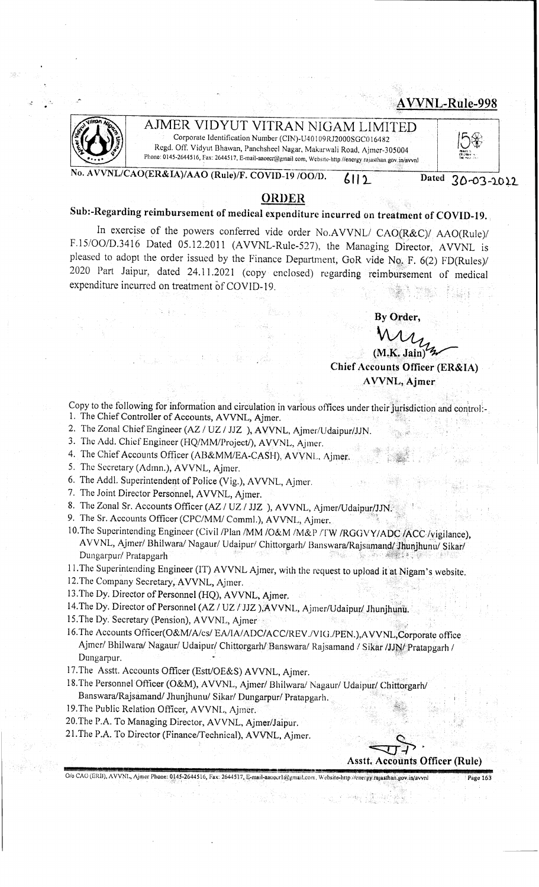**AVVNL-Rule-998**

# AJMER VIDYUT VITRAN NIGAM LIMITED

Corporate Identification Number (CIN)-U40109RJ2000SGC016482
Regd. Off. Vidyut Bhawan, Panchsheel Nagar, Makarwali Road, Ajmer-305004
Phone: 0145-2644516, Fax: 2644517, E-mail-aaoecr@gmail.com, Website-http://energy.rajasthan.gov.in/avvnl

No. AVVNL/CAO(ER&IA)/AAO (Rule)/F. COVID-19 /OO/D. 6112 Dated 30-03-2022

## ORDER

**Sub:-Regarding reimbursement of medical expenditure incurred on treatment of COVID-19.**

In exercise of the powers conferred vide order No.AVVNL/ CAO(R&C)/ AAO(Rule)/ F.15/OO/D.3416 Dated 05.12.2011 (AVVNL-Rule-527), the Managing Director, AVVNL is pleased to adopt the order issued by the Finance Department, GoR vide No. F. 6(2) FD(Rules)/ 2020 Part Jaipur, dated 24.11.2021 (copy enclosed) regarding reimbursement of medical expenditure incurred on treatment of COVID-19.

**By Order,**

(M.K. Jain)
**Chief Accounts Officer (ER&IA)**
**AVVNL, Ajmer**

Copy to the following for information and circulation in various offices under their jurisdiction and control:-

1. The Chief Controller of Accounts, AVVNL, Ajmer.
2. The Zonal Chief Engineer (AZ / UZ / JJZ ), AVVNL, Ajmer/Udaipur/JJN.
3. The Add. Chief Engineer (HQ/MM/Project/), AVVNL, Ajmer.
4. The Chief Accounts Officer (AB&MM/EA-CASH), AVVNL, Ajmer.
5. The Secretary (Admn.), AVVNL, Ajmer.
6. The Addl. Superintendent of Police (Vig.), AVVNL, Ajmer.
7. The Joint Director Personnel, AVVNL, Ajmer.
8. The Zonal Sr. Accounts Officer (AZ / UZ / JJZ ), AVVNL, Ajmer/Udaipur/JJN.
9. The Sr. Accounts Officer (CPC/MM/ Comml.), AVVNL, Ajmer.
10. The Superintending Engineer (Civil /Plan /MM /O&M /M&P /TW /RGGVY/ADC /ACC /vigilance), AVVNL, Ajmer/ Bhilwara/ Nagaur/ Udaipur/ Chittorgarh/ Banswara/Rajsamand/ Jhunjhunu/ Sikar/ Dungarpur/ Pratapgarh
11. The Superintending Engineer (IT) AVVNL Ajmer, with the request to upload it at Nigam's website.
12. The Company Secretary, AVVNL, Ajmer.
13. The Dy. Director of Personnel (HQ), AVVNL, Ajmer.
14. The Dy. Director of Personnel (AZ / UZ / JJZ ),AVVNL, Ajmer/Udaipur/ Jhunjhunu.
15. The Dy. Secretary (Pension), AVVNL, Ajmer
16. The Accounts Officer(O&M/A/cs/ EA/IA/ADC/ACC/REV./VIG./PEN.),AVVNL,Corporate office Ajmer/ Bhilwara/ Nagaur/ Udaipur/ Chittorgarh/ Banswara/ Rajsamand / Sikar /JJN/ Pratapgarh / Dungarpur.
17. The Asstt. Accounts Officer (Estt/OE&S) AVVNL, Ajmer.
18. The Personnel Officer (O&M), AVVNL, Ajmer/ Bhilwara/ Nagaur/ Udaipur/ Chittorgarh/ Banswara/Rajsamand/ Jhunjhunu/ Sikar/ Dungarpur/ Pratapgarh.
19. The Public Relation Officer, AVVNL, Ajmer.
20. The P.A. To Managing Director, AVVNL, Ajmer/Jaipur.
21. The P.A. To Director (Finance/Technical), AVVNL, Ajmer.

**Asstt. Accounts Officer (Rule)**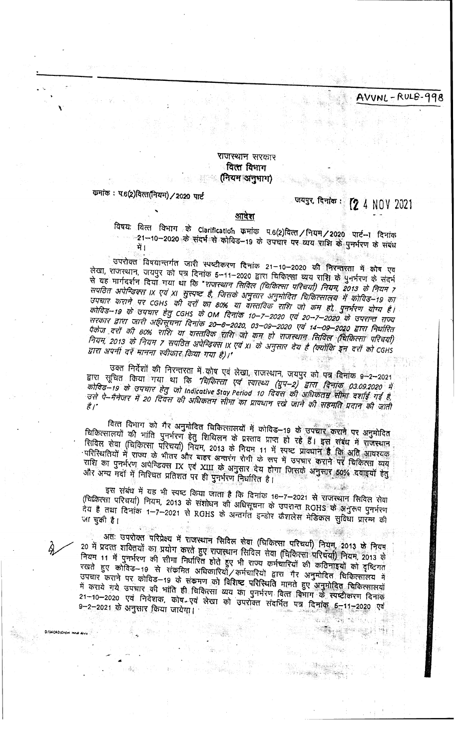AVVNL - RULE-998

**राजस्थान सरकार**
**वित्त विभाग**
**(नियम अनुभाग)**

क्रमांक : प.6(2)वित्त(नियम)/2020 पार्ट

जयपुर, दिनांक : 24 NOV 2021

## आदेश

विषयः वित्त विभाग के Clarification क्रमांक प.6(2)वित्त/नियम/2020 पार्ट–I दिनांक 21–10–2020 के संदर्भ से कोविड–19 के उपचार पर व्यय राशि के पुनर्भरण के संबंध में।

उपरोक्त विषयान्तर्गत जारी स्पष्टीकरण दिनांक 21–10–2020 की निरन्तरता में कोष एवं लेखा, राजस्थान, जयपुर को पत्र दिनांक 5–11–2020 द्वारा चिकित्सा व्यय राशि के पुनर्भरण के संदर्भ से यह मार्गदर्शन दिया गया था कि *"राजस्थान सिविल (चिकित्सा परिचर्या) नियम, 2013 के नियम 7 सपठित अपेन्डिक्स IX एवं XI सुस्पष्ट है, जिसके अनुसार अनुमोदित चिकित्सालय में कोविड–19 का उपचार कराने पर CGHS की दरों का 80% या वास्तविक राशि जो कम हो, पुनर्भरण योग्य है। कोविड–19 के उपचार हेतु CGHS के OM दिनांक 10–7–2020 एवं 20–7–2020 के उपरान्त राज्य सरकार द्वारा जारी अधिसूचना दिनांक 20–6–2020, 03–09–2020 एवं 14–09–2020 द्वारा निर्धारित पैकेज दरों की 80% राशि या वास्तविक राशि जो कम हो राजस्थान सिविल (चिकित्सा परिचर्या) नियम, 2013 के नियम 7 सपठित अपेन्डिक्स IX एवं XI के अनुसार देय है (क्योंकि इन दरों को CGHS द्वारा अपनी दरें मानना स्वीकार किया गया है)।"*

उक्त निर्देशों की निरन्तरता में कोष एवं लेखा, राजस्थान, जयपुर को पत्र दिनांक 9–2–2021 द्वारा सूचित किया गया था कि *"चिकित्सा एवं स्वास्थ्य (ग्रुप–2) द्वारा दिनांक 03.09.2020 में कोविड–19 के उपचार हेतु जो Indicative Stay Period 10 दिवस की अधिकतम सीमा दर्शाई गई है, उसे पे–मैनेजर में 20 दिवस की अधिकतम सीमा का प्रावधान रखे जाने की सहमति प्रदान की जाती है।"*

वित्त विभाग को गैर अनुमोदित चिकित्सालयों में कोविड–19 के उपचार कराने पर अनुमोदित चिकित्सालयों की भांति पुनर्भरण हेतु शिथिलन के प्रस्ताव प्राप्त हो रहे हैं। इस संबंध में राजस्थान सिविल सेवा (चिकित्सा परिचर्या) नियम, 2013 के नियम 11 में स्पष्ट प्रावधान है कि अति आवश्यक परिस्थितियों में राज्य के भीतर और बाहर अन्तरंग रोगी के रूप में उपचार कराने पर चिकित्सा व्यय राशि का पुनर्भरण अपेन्डिक्स IX एवं XIII के अनुसार देय होगा जिसके अनुसार 50% दवाइयों हेतु और अन्य मदों में निश्चित प्रतिशत पर ही पुनर्भरण निर्धारित है।

इस संबंध में यह भी स्पष्ट किया जाता है कि दिनांक 16–7–2021 से राजस्थान सिविल सेवा (चिकित्सा परिचर्या) नियम, 2013 के संशोधन की अधिसूचना के उपरान्त RGHS के अनुरूप पुनर्भरण देय है तथा दिनांक 1–7–2021 से RGHS के अन्तर्गत इन्डोर कैशलेस मेडिकल सुविधा प्रारम्भ की जा चुकी है।

अतः उपरोक्त परिप्रेक्ष्य में राजस्थान सिविल सेवा (चिकित्सा परिचर्या) नियम, 2013 के नियम 20 में प्रदत्त शक्तियों का प्रयोग करते हुए राजस्थान सिविल सेवा (चिकित्सा परिचर्या) नियम, 2013 के नियम 11 में पुनर्भरण की सीमा निर्धारित होते हुए भी राज्य कर्मचारियों की कठिनाइयों को दृष्टिगत रखते हुए कोविड–19 से संक्रमित अधिकारियों/कर्मचारियों द्वारा गैर अनुमोदित चिकित्सालय में उपचार कराने पर कोविड–19 के संक्रमण को विशिष्ट परिस्थिति मानते हुए अनुमोदित चिकित्सालयों में कराये गये उपचार की भांति ही चिकित्सा व्यय का पुनर्भरण वित्त विभाग के स्पष्टीकरण दिनांक 21–10–2020 एवं निदेशक, कोष एवं लेखा को उपरोक्त संदर्भित पत्र दिनांक 5–11–2020 एवं 9–2–2021 के अनुसार किया जायेगा।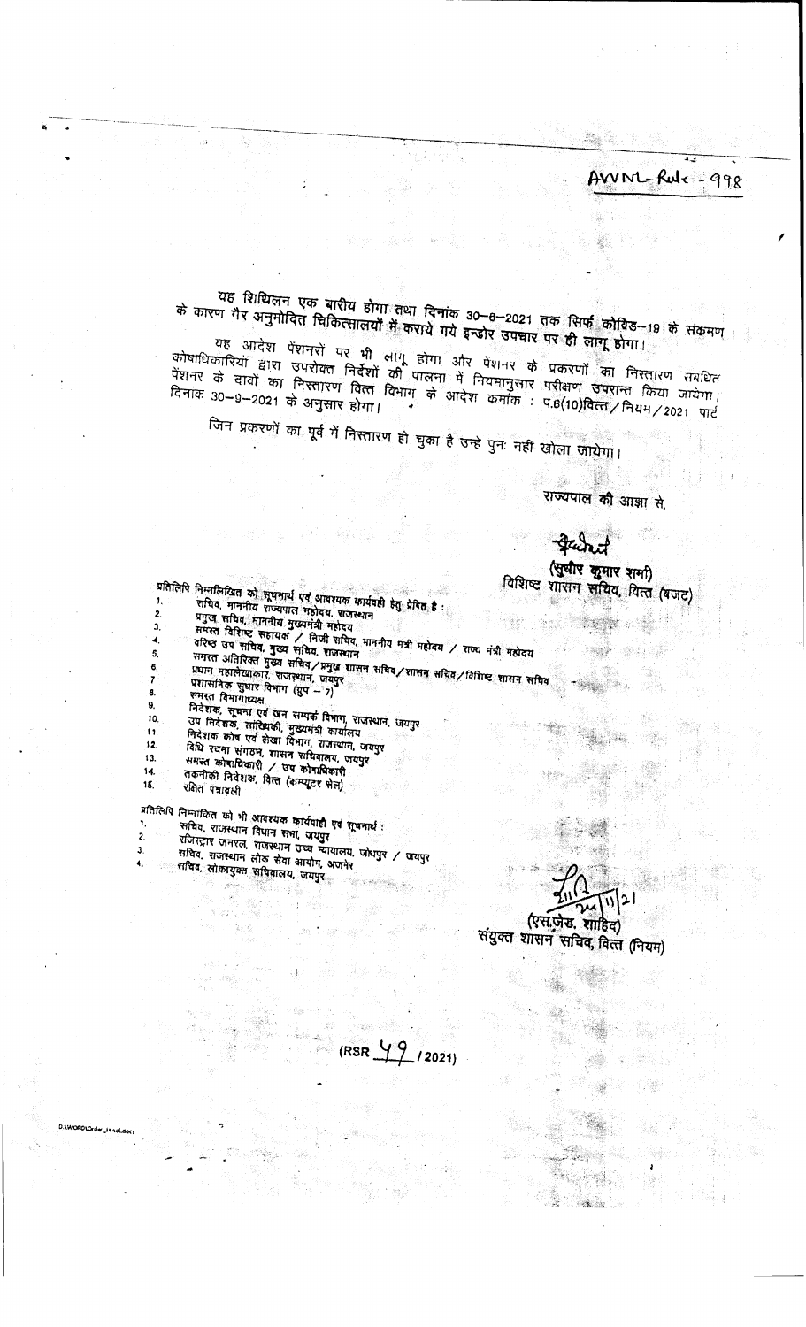AVVNL-Rule-998

यह शिथिलन एक बारीय होगा तथा दिनांक 30–6–2021 तक सिर्फ कोविड–19 के संक्रमण के कारण गैर अनुमोदित चिकित्सालयों में कराये गये इन्डोर उपचार पर ही लागू होगा।

यह आदेश पेंशनरों पर भी लागू होगा और पेंशनर के प्रकरणों का निस्तारण संबंधित कोषाधिकारियों द्वारा उपरोक्त निर्देशों की पालना में नियमानुसार परीक्षण उपरान्त किया जायेगा। पेंशनर के दावों का निस्तारण वित्त विभाग के आदेश क्रमांक : प.6(10)वित्त/नियम/2021 पार्ट दिनांक 30–9–2021 के अनुसार होगा।

जिन प्रकरणों का पूर्व में निस्तारण हो चुका है उन्हें पुनः नहीं खोला जायेगा।

राज्यपाल की आज्ञा से,

(सुधीर कुमार शर्मा)
विशिष्ट शासन सचिव, वित्त (बजट)

प्रतिलिपि निम्नलिखित को सूचनार्थ एवं आवश्यक कार्यवाही हेतु प्रेषित है :

1. सचिव, माननीय राज्यपाल महोदय, राजस्थान
2. प्रमुख सचिव, माननीय मुख्यमंत्री महोदय
3. समस्त विशिष्ट सहायक / निजी सचिव, माननीय मंत्री महोदय / राज्य मंत्री महोदय
4. वरिष्ठ उप सचिव, मुख्य सचिव, राजस्थान
5. समस्त अतिरिक्त मुख्य सचिव/प्रमुख शासन सचिव/शासन सचिव/विशिष्ट शासन सचिव
6. प्रधान महालेखाकार, राजस्थान, जयपुर
7. प्रशासनिक सुधार विभाग (ग्रुप – 7)
8. समस्त विभागाध्यक्ष
9. निदेशक, सूचना एवं जन सम्पर्क विभाग, राजस्थान, जयपुर
10. उप निदेशक, सांख्यिकी, मुख्यमंत्री कार्यालय
11. निदेशक कोष एवं लेखा विभाग, राजस्थान, जयपुर
12. विधि रचना संगठन, शासन सचिवालय, जयपुर
13. समस्त कोषाधिकारी / उप कोषाधिकारी
14. तकनीकी निदेशक, वित्त (कम्प्यूटर सेल)
15. रक्षित पत्रावली

प्रतिलिपि निम्नांकित को भी आवश्यक कार्यवाही एवं सूचनार्थ :

1. सचिव, राजस्थान विधान सभा, जयपुर
2. रजिस्ट्रार जनरल, राजस्थान उच्च न्यायालय, जोधपुर / जयपुर
3. सचिव, राजस्थान लोक सेवा आयोग, अजमेर
4. सचिव, लोकायुक्त सचिवालय, जयपुर

(एस.जेड. शाहिद)
संयुक्त शासन सचिव, वित्त (नियम)

(RSR 49 /2021)